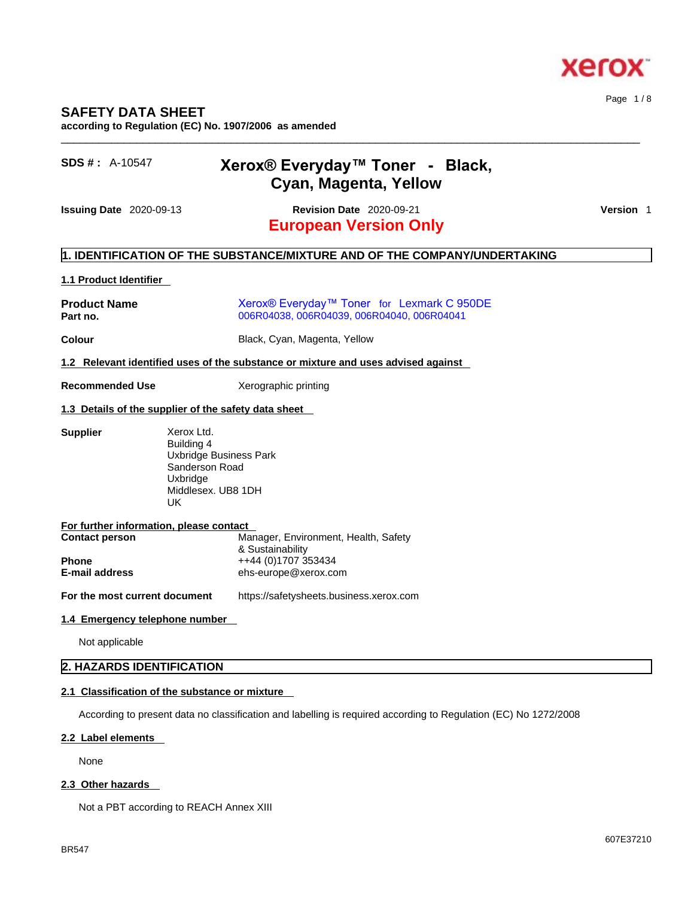# SAFETY DATA SHEET

**according to Regulation (EC) No. 1907/2006 as amended**

**SDS # :** A-10547

## Xerox® Everyday™ Toner - Black, Cyan, Magenta, Yellow

**Issuing Date** 2020-09-13 **Revision Date** 2020-09-21 **Version** 1

**European Version Only**

## 1. IDENTIFICATION OF THE SUBSTANCE/MIXTURE AND OF THE COMPANY/UNDERTAKING

### 1.1 Product Identifier

**Product Name** Xerox® Everyday™ Toner for Lexmark C 950DE

**Part no.** 006R04038, 006R04039, 006R04040, 006R04041

**Colour** Black, Cyan, Magenta, Yellow

### 1.2 Relevant identified uses of the substance or mixture and uses advised against

**Recommended Use** Xerographic printing

### 1.3 Details of the supplier of the safety data sheet

**Supplier**

Xerox Ltd.
Building 4
Uxbridge Business Park
Sanderson Road
Uxbridge
Middlesex. UB8 1DH
UK

**For further information, please contact**

**Contact person** Manager, Environment, Health, Safety & Sustainability

**Phone** ++44 (0)1707 353434

**E-mail address** ehs-europe@xerox.com

**For the most current document** https://safetysheets.business.xerox.com

### 1.4 Emergency telephone number

Not applicable

## 2. HAZARDS IDENTIFICATION

### 2.1 Classification of the substance or mixture

According to present data no classification and labelling is required according to Regulation (EC) No 1272/2008

### 2.2 Label elements

None

### 2.3 Other hazards

Not a PBT according to REACH Annex XIII

BR547

607E37210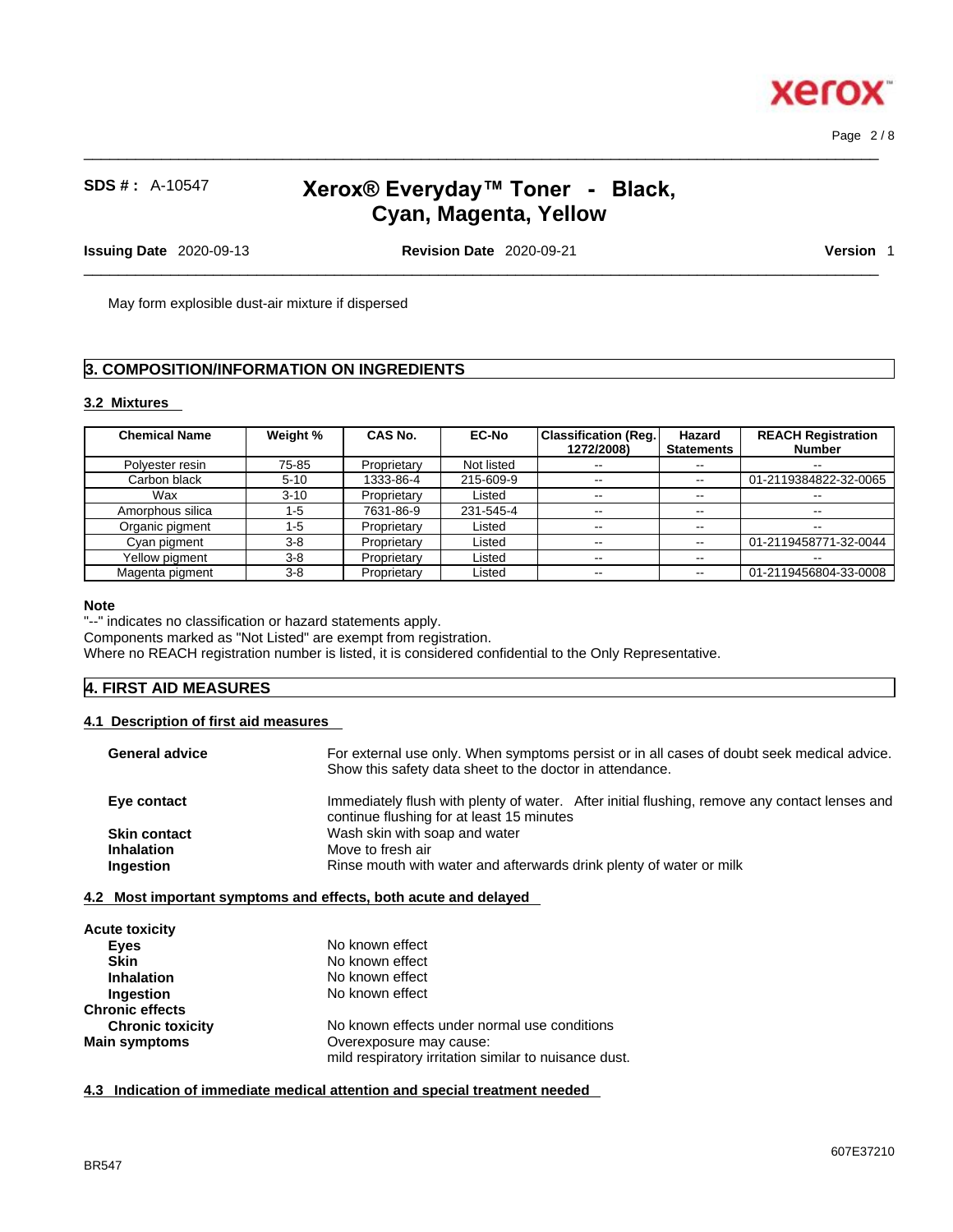May form explosible dust-air mixture if dispersed

## 3. COMPOSITION/INFORMATION ON INGREDIENTS

### 3.2 Mixtures

| Chemical Name | Weight % | CAS No. | EC-No | Classification (Reg. 1272/2008) | Hazard Statements | REACH Registration Number |
|---|---|---|---|---|---|---|
| Polyester resin | 75-85 | Proprietary | Not listed | -- | -- | -- |
| Carbon black | 5-10 | 1333-86-4 | 215-609-9 | -- | -- | 01-2119384822-32-0065 |
| Wax | 3-10 | Proprietary | Listed | -- | -- | -- |
| Amorphous silica | 1-5 | 7631-86-9 | 231-545-4 | -- | -- | -- |
| Organic pigment | 1-5 | Proprietary | Listed | -- | -- | -- |
| Cyan pigment | 3-8 | Proprietary | Listed | -- | -- | 01-2119458771-32-0044 |
| Yellow pigment | 3-8 | Proprietary | Listed | -- | -- | -- |
| Magenta pigment | 3-8 | Proprietary | Listed | -- | -- | 01-2119456804-33-0008 |

**Note**

"--" indicates no classification or hazard statements apply.
Components marked as "Not Listed" are exempt from registration.
Where no REACH registration number is listed, it is considered confidential to the Only Representative.

## 4. FIRST AID MEASURES

### 4.1 Description of first aid measures

**General advice** For external use only. When symptoms persist or in all cases of doubt seek medical advice. Show this safety data sheet to the doctor in attendance.

**Eye contact** Immediately flush with plenty of water. After initial flushing, remove any contact lenses and continue flushing for at least 15 minutes

**Skin contact** Wash skin with soap and water

**Inhalation** Move to fresh air

**Ingestion** Rinse mouth with water and afterwards drink plenty of water or milk

### 4.2 Most important symptoms and effects, both acute and delayed

**Acute toxicity**

- **Eyes** No known effect
- **Skin** No known effect
- **Inhalation** No known effect
- **Ingestion** No known effect

**Chronic effects**

- **Chronic toxicity** No known effects under normal use conditions

**Main symptoms** Overexposure may cause:
mild respiratory irritation similar to nuisance dust.

### 4.3 Indication of immediate medical attention and special treatment needed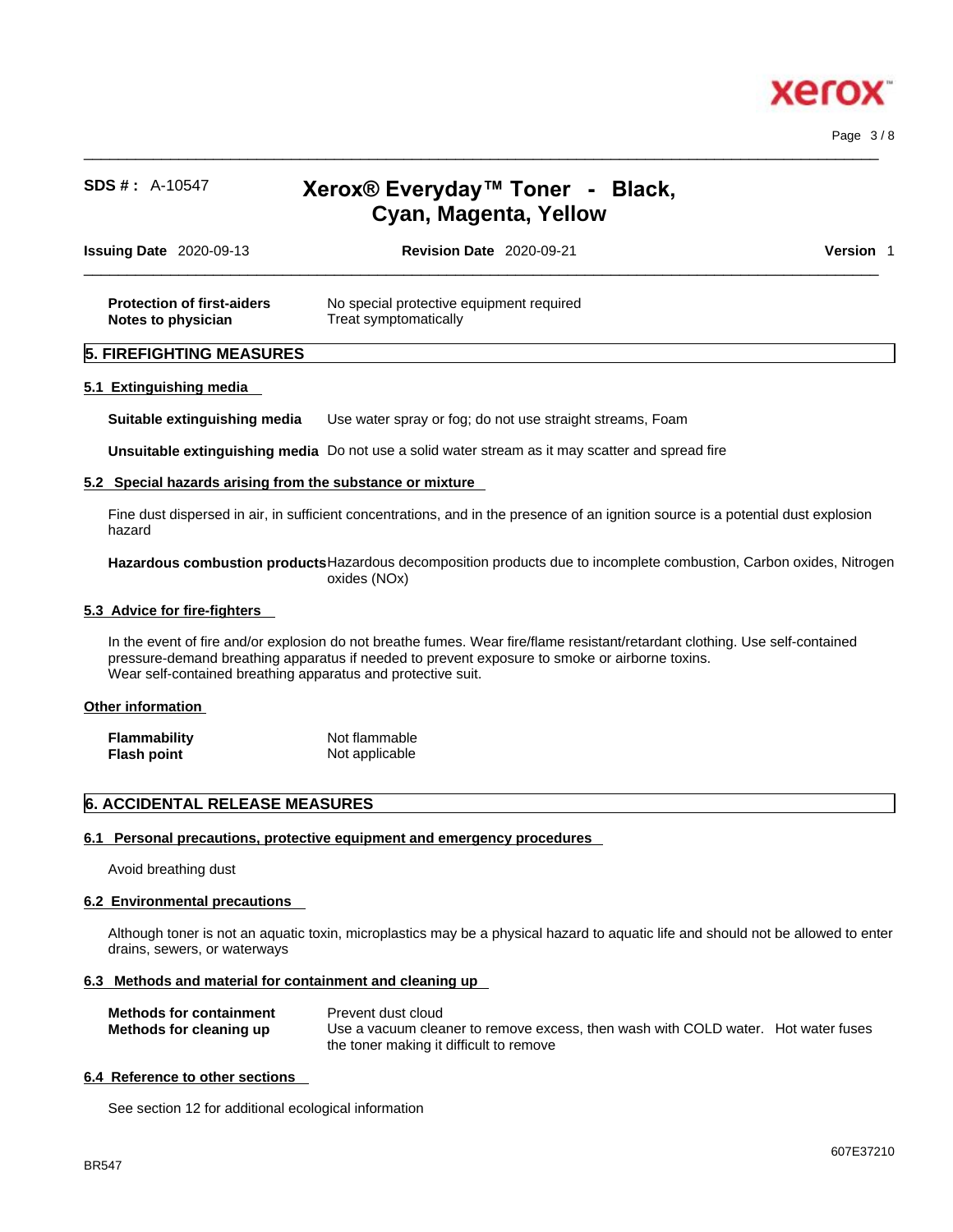| | |
|---|---|
| **Protection of first-aiders** | No special protective equipment required |
| **Notes to physician** | Treat symptomatically |

## 5. FIREFIGHTING MEASURES

### 5.1 Extinguishing media

**Suitable extinguishing media** Use water spray or fog; do not use straight streams, Foam

**Unsuitable extinguishing media** Do not use a solid water stream as it may scatter and spread fire

### 5.2 Special hazards arising from the substance or mixture

Fine dust dispersed in air, in sufficient concentrations, and in the presence of an ignition source is a potential dust explosion hazard

**Hazardous combustion products** Hazardous decomposition products due to incomplete combustion, Carbon oxides, Nitrogen oxides (NOx)

### 5.3 Advice for fire-fighters

In the event of fire and/or explosion do not breathe fumes. Wear fire/flame resistant/retardant clothing. Use self-contained pressure-demand breathing apparatus if needed to prevent exposure to smoke or airborne toxins.
Wear self-contained breathing apparatus and protective suit.

### Other information

| | |
|---|---|
| **Flammability** | Not flammable |
| **Flash point** | Not applicable |

## 6. ACCIDENTAL RELEASE MEASURES

### 6.1 Personal precautions, protective equipment and emergency procedures

Avoid breathing dust

### 6.2 Environmental precautions

Although toner is not an aquatic toxin, microplastics may be a physical hazard to aquatic life and should not be allowed to enter drains, sewers, or waterways

### 6.3 Methods and material for containment and cleaning up

| | |
|---|---|
| **Methods for containment** | Prevent dust cloud |
| **Methods for cleaning up** | Use a vacuum cleaner to remove excess, then wash with COLD water. Hot water fuses the toner making it difficult to remove |

### 6.4 Reference to other sections

See section 12 for additional ecological information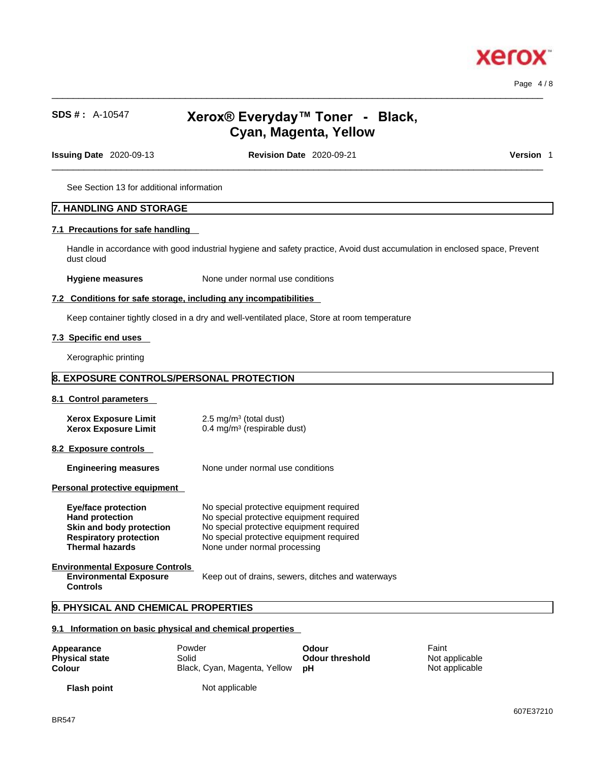See Section 13 for additional information

## 7. HANDLING AND STORAGE

### 7.1 Precautions for safe handling

Handle in accordance with good industrial hygiene and safety practice, Avoid dust accumulation in enclosed space, Prevent dust cloud

**Hygiene measures** None under normal use conditions

### 7.2 Conditions for safe storage, including any incompatibilities

Keep container tightly closed in a dry and well-ventilated place, Store at room temperature

### 7.3 Specific end uses

Xerographic printing

## 8. EXPOSURE CONTROLS/PERSONAL PROTECTION

### 8.1 Control parameters

| | |
|---|---|
| **Xerox Exposure Limit** | 2.5 mg/m³ (total dust) |
| **Xerox Exposure Limit** | 0.4 mg/m³ (respirable dust) |

### 8.2 Exposure controls

**Engineering measures** None under normal use conditions

**Personal protective equipment**

| | |
|---|---|
| **Eye/face protection** | No special protective equipment required |
| **Hand protection** | No special protective equipment required |
| **Skin and body protection** | No special protective equipment required |
| **Respiratory protection** | No special protective equipment required |
| **Thermal hazards** | None under normal processing |

**Environmental Exposure Controls**

**Environmental Exposure Controls** Keep out of drains, sewers, ditches and waterways

## 9. PHYSICAL AND CHEMICAL PROPERTIES

### 9.1 Information on basic physical and chemical properties

| | | | |
|---|---|---|---|
| **Appearance** | Powder | **Odour** | Faint |
| **Physical state** | Solid | **Odour threshold** | Not applicable |
| **Colour** | Black, Cyan, Magenta, Yellow | **pH** | Not applicable |

**Flash point** Not applicable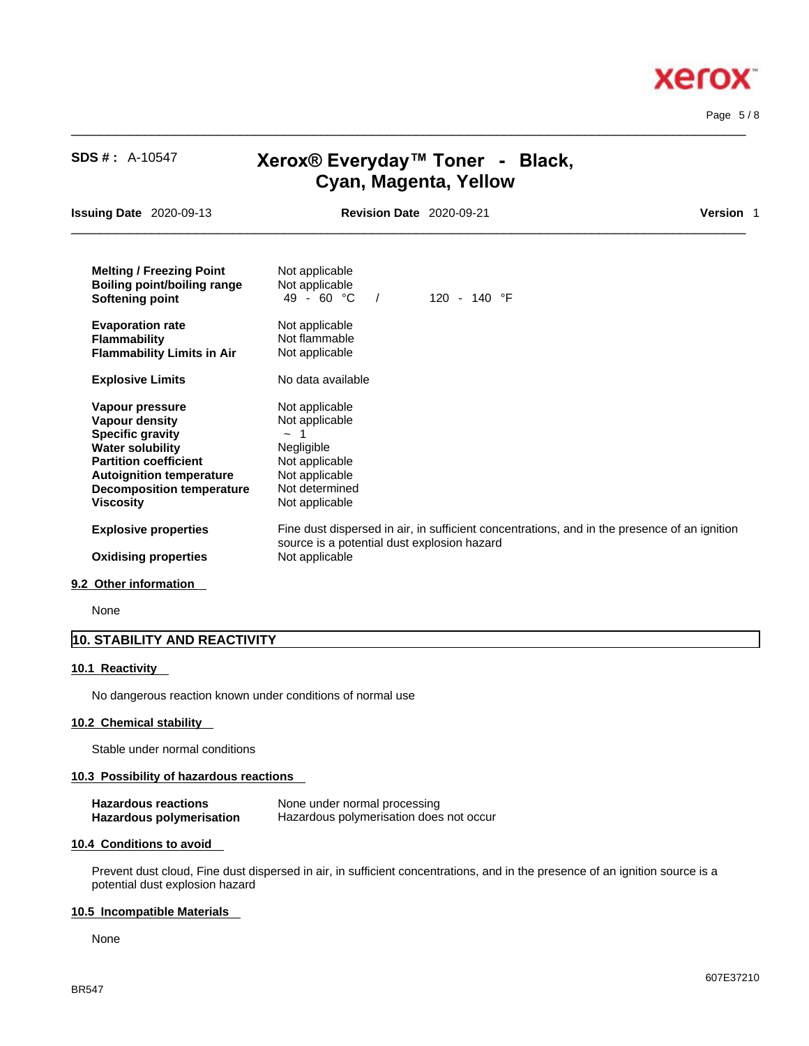| | |
|---|---|
| **Melting / Freezing Point** | Not applicable |
| **Boiling point/boiling range** | Not applicable |
| **Softening point** | 49 - 60 °C / 120 - 140 °F |
| **Evaporation rate** | Not applicable |
| **Flammability** | Not flammable |
| **Flammability Limits in Air** | Not applicable |
| **Explosive Limits** | No data available |
| **Vapour pressure** | Not applicable |
| **Vapour density** | Not applicable |
| **Specific gravity** | ~ 1 |
| **Water solubility** | Negligible |
| **Partition coefficient** | Not applicable |
| **Autoignition temperature** | Not applicable |
| **Decomposition temperature** | Not determined |
| **Viscosity** | Not applicable |
| **Explosive properties** | Fine dust dispersed in air, in sufficient concentrations, and in the presence of an ignition source is a potential dust explosion hazard |
| **Oxidising properties** | Not applicable |

### 9.2 Other information

None

## 10. STABILITY AND REACTIVITY

### 10.1 Reactivity

No dangerous reaction known under conditions of normal use

### 10.2 Chemical stability

Stable under normal conditions

### 10.3 Possibility of hazardous reactions

| | |
|---|---|
| **Hazardous reactions** | None under normal processing |
| **Hazardous polymerisation** | Hazardous polymerisation does not occur |

### 10.4 Conditions to avoid

Prevent dust cloud, Fine dust dispersed in air, in sufficient concentrations, and in the presence of an ignition source is a potential dust explosion hazard

### 10.5 Incompatible Materials

None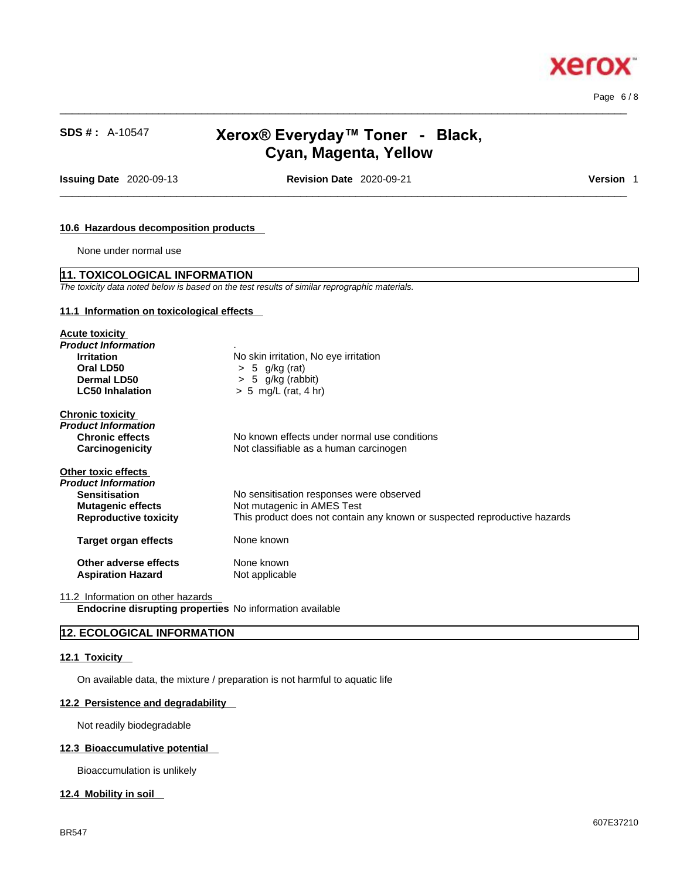#### 10.6 Hazardous decomposition products

None under normal use

## 11. TOXICOLOGICAL INFORMATION

*The toxicity data noted below is based on the test results of similar reprographic materials.*

### 11.1 Information on toxicological effects

**Acute toxicity**

***Product Information*** .

| | |
|---|---|
| **Irritation** | No skin irritation, No eye irritation |
| **Oral LD50** | > 5 g/kg (rat) |
| **Dermal LD50** | > 5 g/kg (rabbit) |
| **LC50 Inhalation** | > 5 mg/L (rat, 4 hr) |

**Chronic toxicity**

***Product Information***

| | |
|---|---|
| **Chronic effects** | No known effects under normal use conditions |
| **Carcinogenicity** | Not classifiable as a human carcinogen |

**Other toxic effects**

***Product Information***

| | |
|---|---|
| **Sensitisation** | No sensitisation responses were observed |
| **Mutagenic effects** | Not mutagenic in AMES Test |
| **Reproductive toxicity** | This product does not contain any known or suspected reproductive hazards |
| **Target organ effects** | None known |
| **Other adverse effects** | None known |
| **Aspiration Hazard** | Not applicable |

11.2 Information on other hazards

**Endocrine disrupting properties** No information available

## 12. ECOLOGICAL INFORMATION

#### 12.1 Toxicity

On available data, the mixture / preparation is not harmful to aquatic life

#### 12.2 Persistence and degradability

Not readily biodegradable

#### 12.3 Bioaccumulative potential

Bioaccumulation is unlikely

#### 12.4 Mobility in soil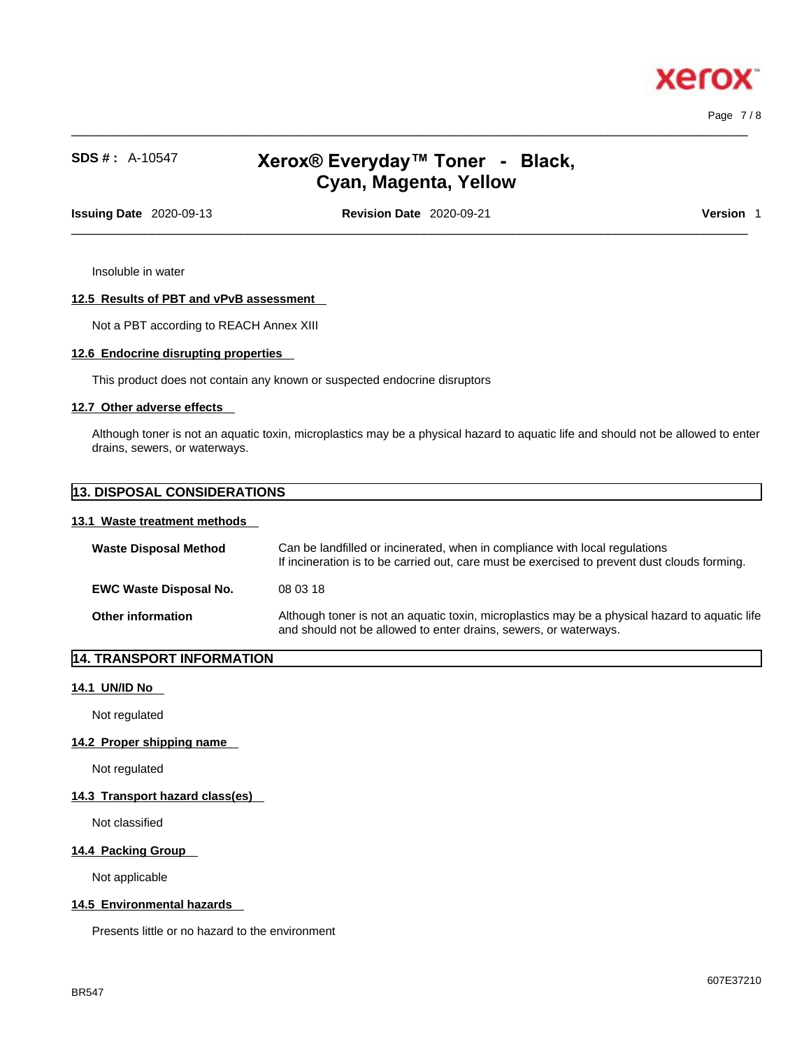Insoluble in water

### 12.5 Results of PBT and vPvB assessment

Not a PBT according to REACH Annex XIII

### 12.6 Endocrine disrupting properties

This product does not contain any known or suspected endocrine disruptors

### 12.7 Other adverse effects

Although toner is not an aquatic toxin, microplastics may be a physical hazard to aquatic life and should not be allowed to enter drains, sewers, or waterways.

## 13. DISPOSAL CONSIDERATIONS

### 13.1 Waste treatment methods

| | |
|---|---|
| **Waste Disposal Method** | Can be landfilled or incinerated, when in compliance with local regulations<br>If incineration is to be carried out, care must be exercised to prevent dust clouds forming. |
| **EWC Waste Disposal No.** | 08 03 18 |
| **Other information** | Although toner is not an aquatic toxin, microplastics may be a physical hazard to aquatic life and should not be allowed to enter drains, sewers, or waterways. |

## 14. TRANSPORT INFORMATION

### 14.1 UN/ID No

Not regulated

### 14.2 Proper shipping name

Not regulated

### 14.3 Transport hazard class(es)

Not classified

### 14.4 Packing Group

Not applicable

### 14.5 Environmental hazards

Presents little or no hazard to the environment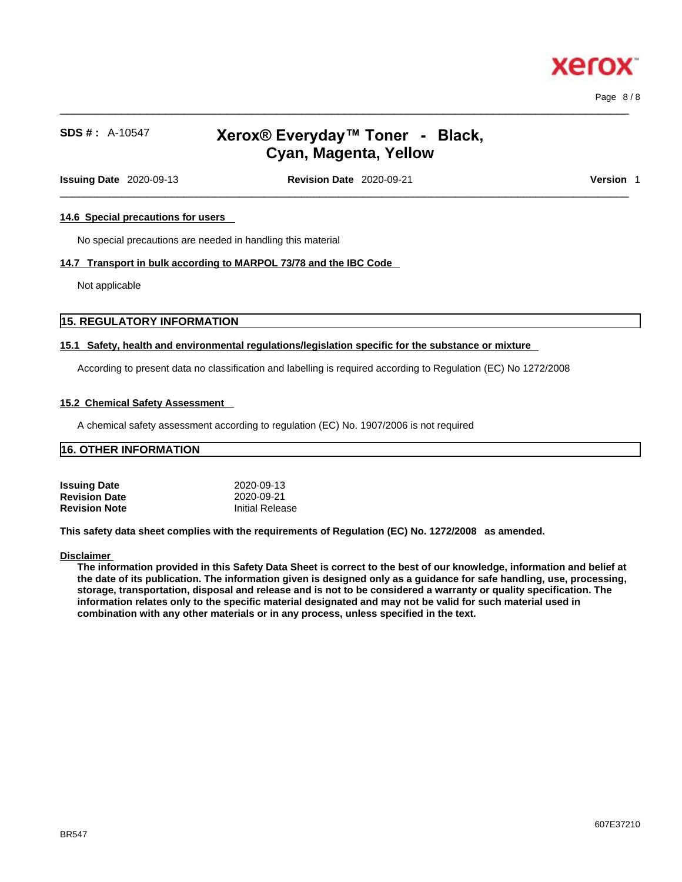#### 14.6 Special precautions for users

No special precautions are needed in handling this material

#### 14.7 Transport in bulk according to MARPOL 73/78 and the IBC Code

Not applicable

## 15. REGULATORY INFORMATION

#### 15.1 Safety, health and environmental regulations/legislation specific for the substance or mixture

According to present data no classification and labelling is required according to Regulation (EC) No 1272/2008

#### 15.2 Chemical Safety Assessment

A chemical safety assessment according to regulation (EC) No. 1907/2006 is not required

## 16. OTHER INFORMATION

| | |
|---|---|
| **Issuing Date** | 2020-09-13 |
| **Revision Date** | 2020-09-21 |
| **Revision Note** | Initial Release |

**This safety data sheet complies with the requirements of Regulation (EC) No. 1272/2008 as amended.**

**Disclaimer**

**The information provided in this Safety Data Sheet is correct to the best of our knowledge, information and belief at the date of its publication. The information given is designed only as a guidance for safe handling, use, processing, storage, transportation, disposal and release and is not to be considered a warranty or quality specification. The information relates only to the specific material designated and may not be valid for such material used in combination with any other materials or in any process, unless specified in the text.**

BR547

607E37210